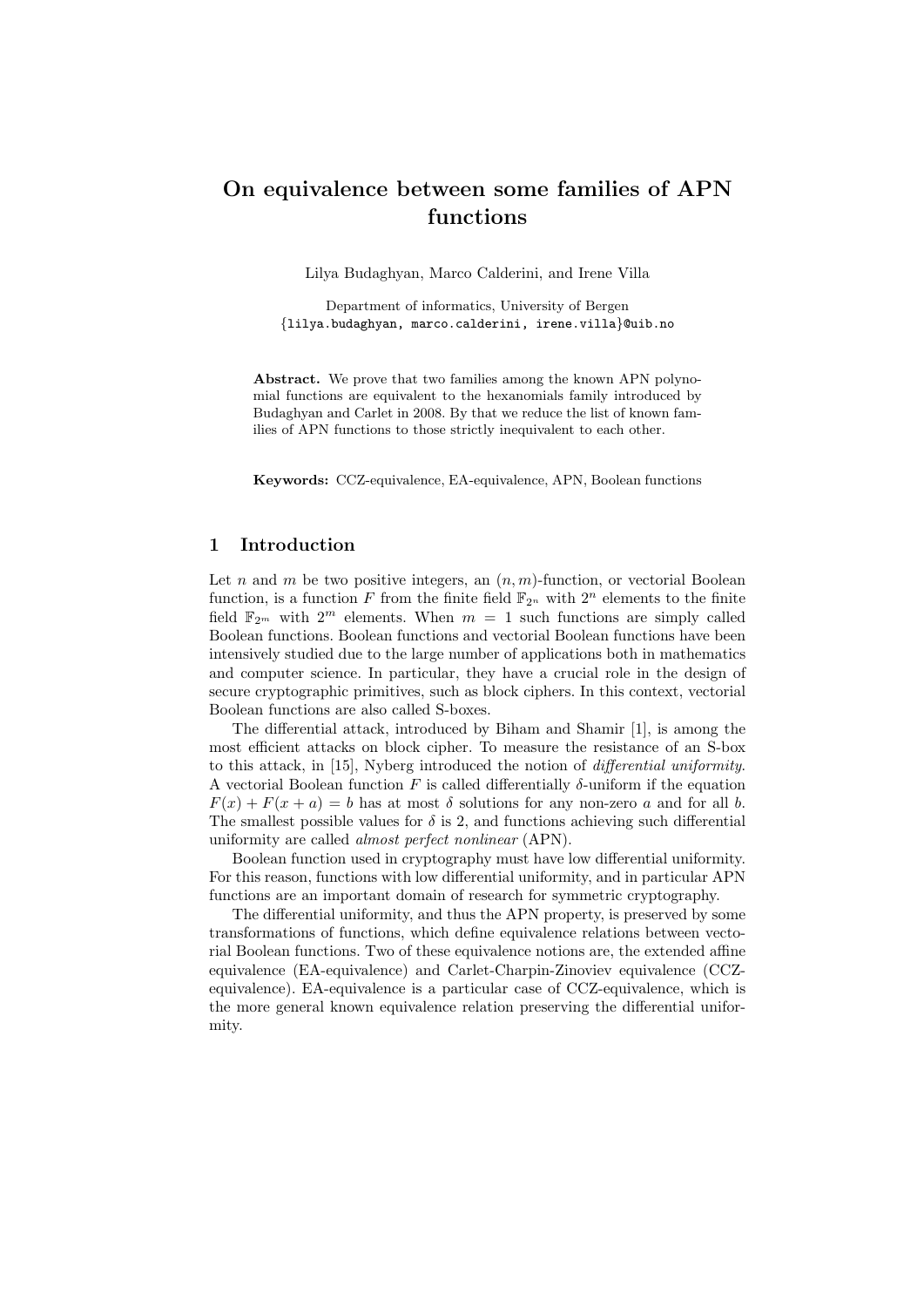# On equivalence between some families of APN functions

Lilya Budaghyan, Marco Calderini, and Irene Villa

Department of informatics, University of Bergen
{lilya.budaghyan, marco.calderini, irene.villa}@uib.no

**Abstract.** We prove that two families among the known APN polynomial functions are equivalent to the hexanomials family introduced by Budaghyan and Carlet in 2008. By that we reduce the list of known families of APN functions to those strictly inequivalent to each other.

**Keywords:** CCZ-equivalence, EA-equivalence, APN, Boolean functions

## 1 Introduction

Let $n$ and $m$ be two positive integers, an $(n, m)$-function, or vectorial Boolean function, is a function $F$ from the finite field $\mathbb{F}_{2^n}$ with $2^n$ elements to the finite field $\mathbb{F}_{2^m}$ with $2^m$ elements. When $m = 1$ such functions are simply called Boolean functions. Boolean functions and vectorial Boolean functions have been intensively studied due to the large number of applications both in mathematics and computer science. In particular, they have a crucial role in the design of secure cryptographic primitives, such as block ciphers. In this context, vectorial Boolean functions are also called S-boxes.

The differential attack, introduced by Biham and Shamir [1], is among the most efficient attacks on block cipher. To measure the resistance of an S-box to this attack, in [15], Nyberg introduced the notion of *differential uniformity*. A vectorial Boolean function $F$ is called differentially $\delta$-uniform if the equation $F(x) + F(x + a) = b$ has at most $\delta$ solutions for any non-zero $a$ and for all $b$. The smallest possible values for $\delta$ is 2, and functions achieving such differential uniformity are called *almost perfect nonlinear* (APN).

Boolean function used in cryptography must have low differential uniformity. For this reason, functions with low differential uniformity, and in particular APN functions are an important domain of research for symmetric cryptography.

The differential uniformity, and thus the APN property, is preserved by some transformations of functions, which define equivalence relations between vectorial Boolean functions. Two of these equivalence notions are, the extended affine equivalence (EA-equivalence) and Carlet-Charpin-Zinoviev equivalence (CCZ-equivalence). EA-equivalence is a particular case of CCZ-equivalence, which is the more general known equivalence relation preserving the differential uniformity.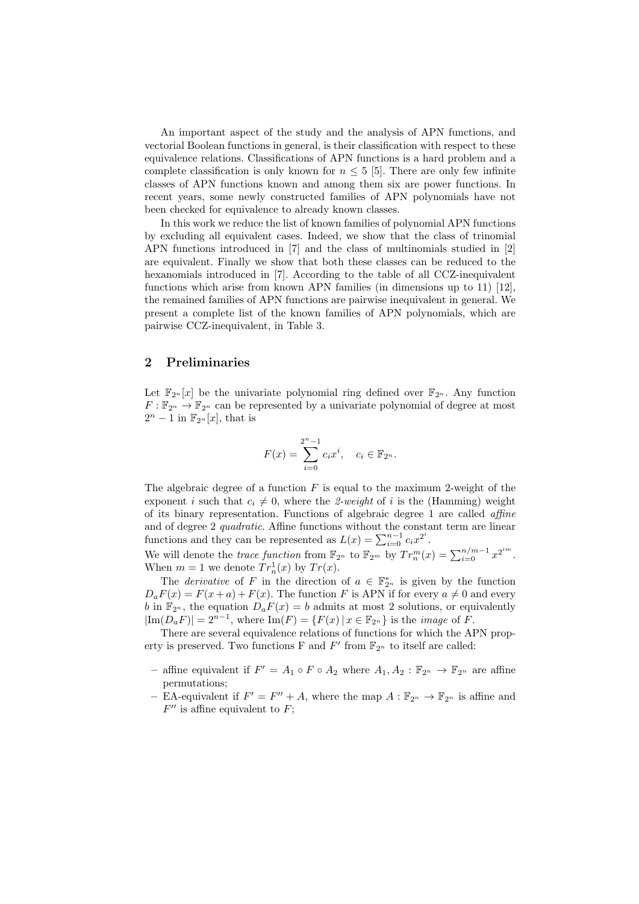An important aspect of the study and the analysis of APN functions, and vectorial Boolean functions in general, is their classification with respect to these equivalence relations. Classifications of APN functions is a hard problem and a complete classification is only known for $n \leq 5$ [5]. There are only few infinite classes of APN functions known and among them six are power functions. In recent years, some newly constructed families of APN polynomials have not been checked for equivalence to already known classes.

In this work we reduce the list of known families of polynomial APN functions by excluding all equivalent cases. Indeed, we show that the class of trinomial APN functions introduced in [7] and the class of multinomials studied in [2] are equivalent. Finally we show that both these classes can be reduced to the hexanomials introduced in [7]. According to the table of all CCZ-inequivalent functions which arise from known APN families (in dimensions up to 11) [12], the remained families of APN functions are pairwise inequivalent in general. We present a complete list of the known families of APN polynomials, which are pairwise CCZ-inequivalent, in Table 3.

## 2 Preliminaries

Let $\mathbb{F}_{2^n}[x]$ be the univariate polynomial ring defined over $\mathbb{F}_{2^n}$. Any function $F : \mathbb{F}_{2^n} \to \mathbb{F}_{2^n}$ can be represented by a univariate polynomial of degree at most $2^n - 1$ in $\mathbb{F}_{2^n}[x]$, that is

$$F(x) = \sum_{i=0}^{2^n-1} c_i x^i, \quad c_i \in \mathbb{F}_{2^n}.$$

The algebraic degree of a function $F$ is equal to the maximum 2-weight of the exponent $i$ such that $c_i \neq 0$, where the *2-weight* of $i$ is the (Hamming) weight of its binary representation. Functions of algebraic degree 1 are called *affine* and of degree 2 *quadratic*. Affine functions without the constant term are linear functions and they can be represented as $L(x) = \sum_{i=0}^{n-1} c_i x^{2^i}$.
We will denote the *trace function* from $\mathbb{F}_{2^n}$ to $\mathbb{F}_{2^m}$ by $Tr_n^m(x) = \sum_{i=0}^{n/m-1} x^{2^{im}}$. When $m = 1$ we denote $Tr_n^1(x)$ by $Tr(x)$.

The *derivative* of $F$ in the direction of $a \in \mathbb{F}_{2^n}^*$ is given by the function $D_aF(x) = F(x+a) + F(x)$. The function $F$ is APN if for every $a \neq 0$ and every $b$ in $\mathbb{F}_{2^n}$, the equation $D_aF(x) = b$ admits at most 2 solutions, or equivalently $|\mathrm{Im}(D_aF)| = 2^{n-1}$, where $\mathrm{Im}(F) = \{F(x) \,|\, x \in \mathbb{F}_{2^n}\}$ is the *image* of $F$.

There are several equivalence relations of functions for which the APN property is preserved. Two functions F and $F'$ from $\mathbb{F}_{2^n}$ to itself are called:

- affine equivalent if $F' = A_1 \circ F \circ A_2$ where $A_1, A_2 : \mathbb{F}_{2^n} \to \mathbb{F}_{2^n}$ are affine permutations;
- EA-equivalent if $F' = F'' + A$, where the map $A : \mathbb{F}_{2^n} \to \mathbb{F}_{2^n}$ is affine and $F''$ is affine equivalent to $F$;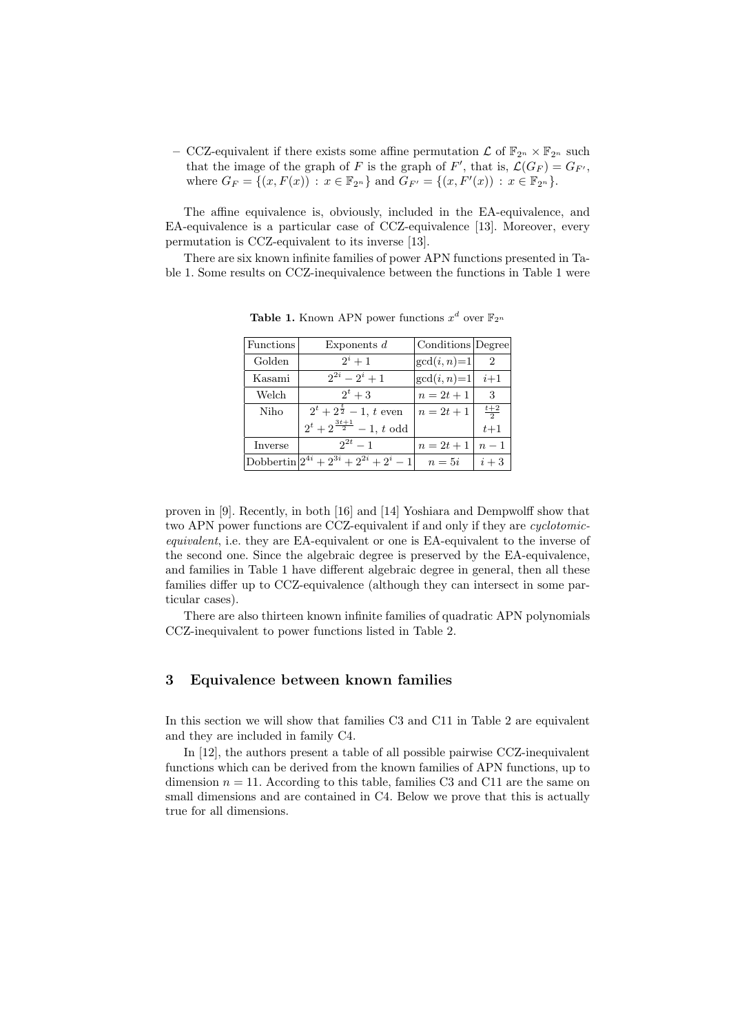– CCZ-equivalent if there exists some affine permutation $\mathcal{L}$ of $\mathbb{F}_{2^n} \times \mathbb{F}_{2^n}$ such that the image of the graph of $F$ is the graph of $F'$, that is, $\mathcal{L}(G_F) = G_{F'}$, where $G_F = \{(x, F(x)) : x \in \mathbb{F}_{2^n}\}$ and $G_{F'} = \{(x, F'(x)) : x \in \mathbb{F}_{2^n}\}$.

The affine equivalence is, obviously, included in the EA-equivalence, and EA-equivalence is a particular case of CCZ-equivalence [13]. Moreover, every permutation is CCZ-equivalent to its inverse [13].

There are six known infinite families of power APN functions presented in Table 1. Some results on CCZ-inequivalence between the functions in Table 1 were

**Table 1.** Known APN power functions $x^d$ over $\mathbb{F}_{2^n}$

| Functions | Exponents $d$ | Conditions | Degree |
|---|---|---|---|
| Golden | $2^i + 1$ | $\gcd(i, n)=1$ | 2 |
| Kasami | $2^{2i} - 2^i + 1$ | $\gcd(i, n)=1$ | $i+1$ |
| Welch | $2^t + 3$ | $n = 2t + 1$ | 3 |
| Niho | $2^t + 2^{\frac{t}{2}} - 1$, $t$ even | $n = 2t + 1$ | $\frac{t+2}{2}$ |
| | $2^t + 2^{\frac{3t+1}{2}} - 1$, $t$ odd | | $t+1$ |
| Inverse | $2^{2t} - 1$ | $n = 2t + 1$ | $n - 1$ |
| Dobbertin | $2^{4i} + 2^{3i} + 2^{2i} + 2^i - 1$ | $n = 5i$ | $i + 3$ |

proven in [9]. Recently, in both [16] and [14] Yoshiara and Dempwolff show that two APN power functions are CCZ-equivalent if and only if they are *cyclotomic-equivalent*, i.e. they are EA-equivalent or one is EA-equivalent to the inverse of the second one. Since the algebraic degree is preserved by the EA-equivalence, and families in Table 1 have different algebraic degree in general, then all these families differ up to CCZ-equivalence (although they can intersect in some particular cases).

There are also thirteen known infinite families of quadratic APN polynomials CCZ-inequivalent to power functions listed in Table 2.

## 3 Equivalence between known families

In this section we will show that families C3 and C11 in Table 2 are equivalent and they are included in family C4.

In [12], the authors present a table of all possible pairwise CCZ-inequivalent functions which can be derived from the known families of APN functions, up to dimension $n = 11$. According to this table, families C3 and C11 are the same on small dimensions and are contained in C4. Below we prove that this is actually true for all dimensions.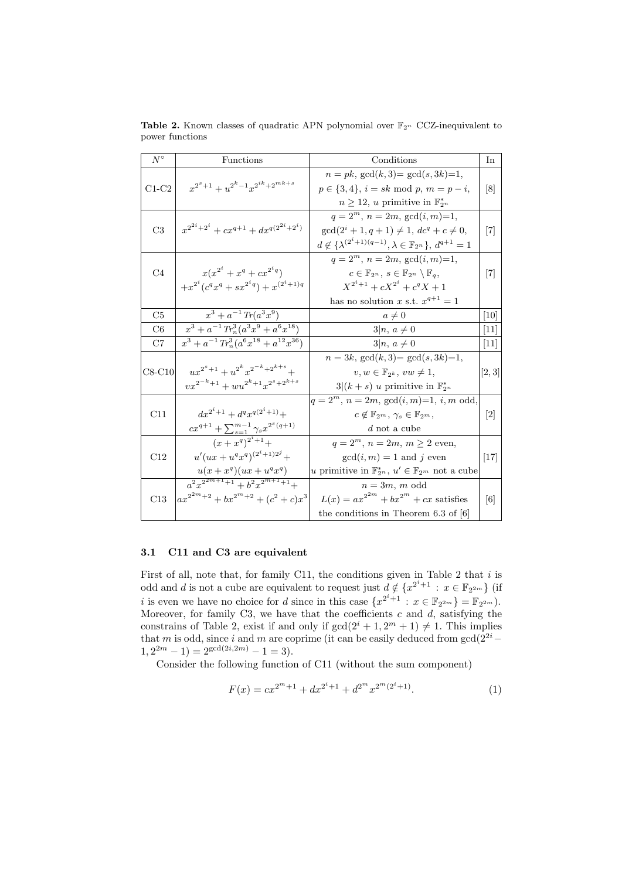**Table 2.** Known classes of quadratic APN polynomial over $\mathbb{F}_{2^n}$ CCZ-inequivalent to power functions

| $N^\circ$ | Functions | Conditions | In |
|---|---|---|---|
| C1-C2 | $x^{2^s+1} + u^{2^k-1}x^{2^{ik}+2^{mk+s}}$ | $n = pk$, $\gcd(k,3) = \gcd(s,3k) = 1$, $p \in \{3,4\}$, $i = sk \bmod p$, $m = p - i$, $n \geq 12$, $u$ primitive in $\mathbb{F}_{2^n}^*$ | [8] |
| C3 | $x^{2^{2i}+2^i} + cx^{q+1} + dx^{q(2^{2i}+2^i)}$ | $q = 2^m$, $n = 2m$, $\gcd(i,m) = 1$, $\gcd(2^i+1, q+1) \neq 1$, $dc^q + c \neq 0$, $d \notin \{\lambda^{(2^i+1)(q-1)}, \lambda \in \mathbb{F}_{2^n}\}$, $d^{q+1} = 1$ | [7] |
| C4 | $x(x^{2^i} + x^q + cx^{2^i q}) + x^{2^i}(c^q x^q + sx^{2^i q}) + x^{(2^i+1)q}$ | $q = 2^m$, $n = 2m$, $\gcd(i,m) = 1$, $c \in \mathbb{F}_{2^n}$, $s \in \mathbb{F}_{2^n} \setminus \mathbb{F}_q$, $X^{2^i+1} + cX^{2^i} + c^q X + 1$ has no solution $x$ s.t. $x^{q+1} = 1$ | [7] |
| C5 | $x^3 + a^{-1}\, Tr(a^3 x^9)$ | $a \neq 0$ | [10] |
| C6 | $x^3 + a^{-1}\, Tr_n^3(a^3 x^9 + a^6 x^{18})$ | $3 \mid n$, $a \neq 0$ | [11] |
| C7 | $x^3 + a^{-1}\, Tr_n^3(a^6 x^{18} + a^{12} x^{36})$ | $3 \mid n$, $a \neq 0$ | [11] |
| C8-C10 | $ux^{2^s+1} + u^{2^k} x^{2^{-k}+2^{k+s}} + vx^{2^{-k}+1} + wu^{2^k+1} x^{2^s+2^{k+s}}$ | $n = 3k$, $\gcd(k,3) = \gcd(s,3k) = 1$, $v, w \in \mathbb{F}_{2^k}$, $vw \neq 1$, $3 \mid (k+s)$ $u$ primitive in $\mathbb{F}_{2^n}^*$ | [2, 3] |
| C11 | $dx^{2^i+1} + d^q x^{q(2^i+1)} + cx^{q+1} + \sum_{s=1}^{m-1} \gamma_s x^{2^s(q+1)}$ | $q = 2^m$, $n = 2m$, $\gcd(i,m) = 1$, $i, m$ odd, $c \notin \mathbb{F}_{2^m}$, $\gamma_s \in \mathbb{F}_{2^m}$, $d$ not a cube | [2] |
| C12 | $(x + x^q)^{2^i+1} + u'(ux + u^q x^q)^{(2^i+1)2^j} + u(x + x^q)(ux + u^q x^q)$ | $q = 2^m$, $n = 2m$, $m \geq 2$ even, $\gcd(i,m) = 1$ and $j$ even $u$ primitive in $\mathbb{F}_{2^n}^*$, $u' \in \mathbb{F}_{2^m}$ not a cube | [17] |
| C13 | $a^2 x^{2^{2m+1}+1} + b^2 x^{2^{m+1}+1} + ax^{2^{2m}+2} + bx^{2^m+2} + (c^2+c)x^3$ | $n = 3m$, $m$ odd $L(x) = ax^{2^{2m}} + bx^{2^m} + cx$ satisfies the conditions in Theorem 6.3 of [6] | [6] |

### 3.1 C11 and C3 are equivalent

First of all, note that, for family C11, the conditions given in Table 2 that $i$ is odd and $d$ is not a cube are equivalent to request just $d \notin \{x^{2^i+1} : x \in \mathbb{F}_{2^{2m}}\}$ (if $i$ is even we have no choice for $d$ since in this case $\{x^{2^i+1} : x \in \mathbb{F}_{2^{2m}}\} = \mathbb{F}_{2^{2m}}$). Moreover, for family C3, we have that the coefficients $c$ and $d$, satisfying the constrains of Table 2, exist if and only if $\gcd(2^i+1, 2^m+1) \neq 1$. This implies that $m$ is odd, since $i$ and $m$ are coprime (it can be easily deduced from $\gcd(2^{2i} - 1, 2^{2m} - 1) = 2^{\gcd(2i,2m)} - 1 = 3$).

Consider the following function of C11 (without the sum component)

$$F(x) = cx^{2^m+1} + dx^{2^i+1} + d^{2^m} x^{2^m(2^i+1)}. \tag{1}$$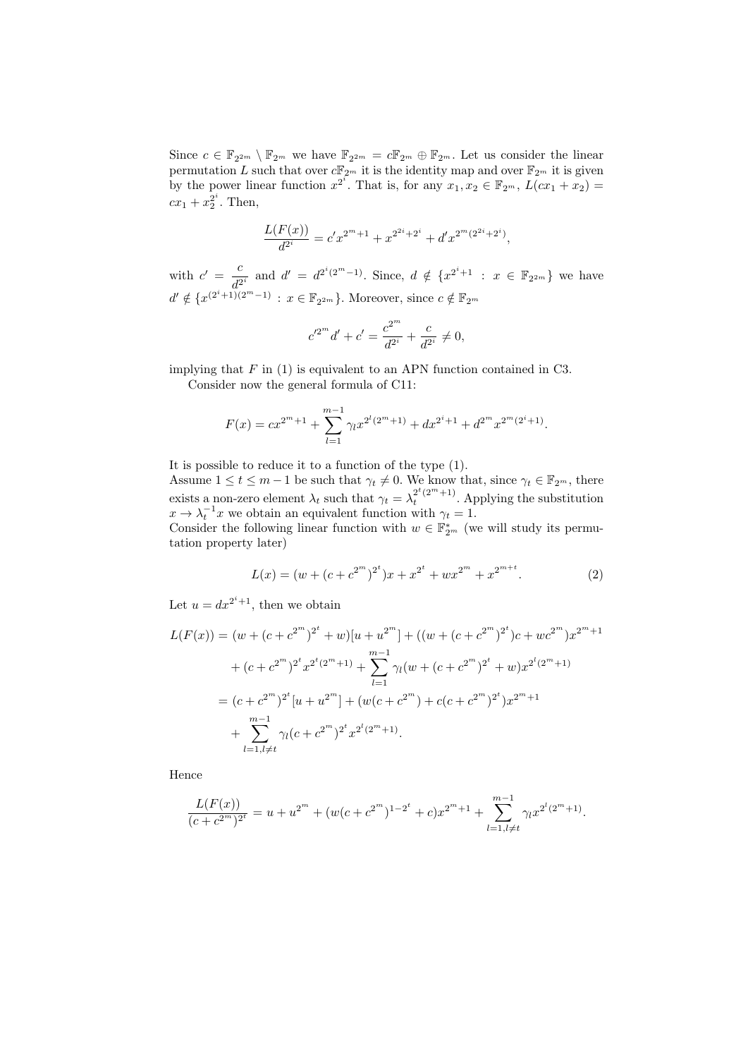Since $c \in \mathbb{F}_{2^{2m}} \setminus \mathbb{F}_{2^m}$ we have $\mathbb{F}_{2^{2m}} = c\mathbb{F}_{2^m} \oplus \mathbb{F}_{2^m}$. Let us consider the linear permutation $L$ such that over $c\mathbb{F}_{2^m}$ it is the identity map and over $\mathbb{F}_{2^m}$ it is given by the power linear function $x^{2^i}$. That is, for any $x_1, x_2 \in \mathbb{F}_{2^m}$, $L(cx_1 + x_2) = cx_1 + x_2^{2^i}$. Then,

$$\frac{L(F(x))}{d^{2^i}} = c' x^{2^m+1} + x^{2^{2i}+2^i} + d' x^{2^m(2^{2i}+2^i)},$$

with $c' = \dfrac{c}{d^{2^i}}$ and $d' = d^{2^i(2^m-1)}$. Since, $d \notin \{x^{2^i+1} : x \in \mathbb{F}_{2^{2m}}\}$ we have $d' \notin \{x^{(2^i+1)(2^m-1)} : x \in \mathbb{F}_{2^{2m}}\}$. Moreover, since $c \notin \mathbb{F}_{2^m}$

$$c'^{2^m} d' + c' = \frac{c^{2^m}}{d^{2^i}} + \frac{c}{d^{2^i}} \neq 0,$$

implying that $F$ in (1) is equivalent to an APN function contained in C3.

Consider now the general formula of C11:

$$F(x) = cx^{2^m+1} + \sum_{l=1}^{m-1} \gamma_l x^{2^l(2^m+1)} + dx^{2^i+1} + d^{2^m} x^{2^m(2^i+1)}.$$

It is possible to reduce it to a function of the type (1).
Assume $1 \leq t \leq m-1$ be such that $\gamma_t \neq 0$. We know that, since $\gamma_t \in \mathbb{F}_{2^m}$, there exists a non-zero element $\lambda_t$ such that $\gamma_t = \lambda_t^{2^t(2^m+1)}$. Applying the substitution $x \to \lambda_t^{-1}x$ we obtain an equivalent function with $\gamma_t = 1$.
Consider the following linear function with $w \in \mathbb{F}_{2^m}^*$ (we will study its permutation property later)

$$L(x) = (w + (c + c^{2^m})^{2^t})x + x^{2^t} + wx^{2^m} + x^{2^{m+t}}. \tag{2}$$

Let $u = dx^{2^i+1}$, then we obtain

$$\begin{aligned}
L(F(x)) &= (w + (c + c^{2^m})^{2^t} + w)[u + u^{2^m}] + ((w + (c + c^{2^m})^{2^t})c + wc^{2^m})x^{2^m+1} \\
&\quad + (c + c^{2^m})^{2^t} x^{2^t(2^m+1)} + \sum_{l=1}^{m-1} \gamma_l (w + (c + c^{2^m})^{2^t} + w) x^{2^l(2^m+1)} \\
&= (c + c^{2^m})^{2^t}[u + u^{2^m}] + (w(c + c^{2^m}) + c(c + c^{2^m})^{2^t})x^{2^m+1} \\
&\quad + \sum_{l=1, l\neq t}^{m-1} \gamma_l (c + c^{2^m})^{2^t} x^{2^l(2^m+1)}.
\end{aligned}$$

Hence

$$\frac{L(F(x))}{(c + c^{2^m})^{2^t}} = u + u^{2^m} + (w(c + c^{2^m})^{1-2^t} + c)x^{2^m+1} + \sum_{l=1, l\neq t}^{m-1} \gamma_l x^{2^l(2^m+1)}.$$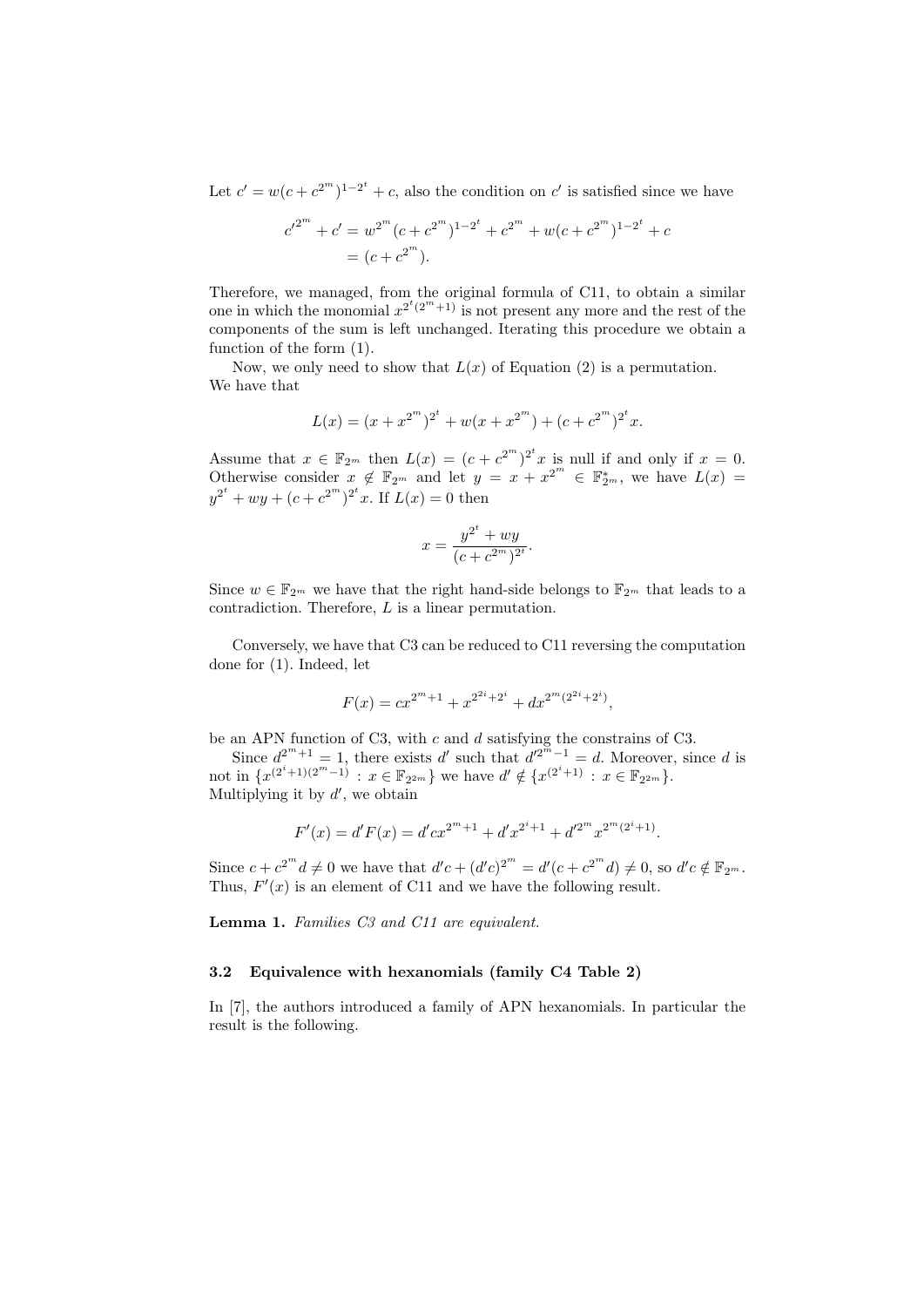Let $c' = w(c + c^{2^m})^{1-2^t} + c$, also the condition on $c'$ is satisfied since we have

$$
\begin{aligned}
c'^{2^m} + c' &= w^{2^m}(c + c^{2^m})^{1-2^t} + c^{2^m} + w(c + c^{2^m})^{1-2^t} + c \\
&= (c + c^{2^m}).
\end{aligned}
$$

Therefore, we managed, from the original formula of C11, to obtain a similar one in which the monomial $x^{2^t(2^m+1)}$ is not present any more and the rest of the components of the sum is left unchanged. Iterating this procedure we obtain a function of the form (1).

Now, we only need to show that $L(x)$ of Equation (2) is a permutation. We have that

$$
L(x) = (x + x^{2^m})^{2^t} + w(x + x^{2^m}) + (c + c^{2^m})^{2^t} x.
$$

Assume that $x \in \mathbb{F}_{2^m}$ then $L(x) = (c + c^{2^m})^{2^t} x$ is null if and only if $x = 0$. Otherwise consider $x \notin \mathbb{F}_{2^m}$ and let $y = x + x^{2^m} \in \mathbb{F}_{2^m}^*$, we have $L(x) = y^{2^t} + wy + (c + c^{2^m})^{2^t} x$. If $L(x) = 0$ then

$$
x = \frac{y^{2^t} + wy}{(c + c^{2^m})^{2^t}}.
$$

Since $w \in \mathbb{F}_{2^m}$ we have that the right hand-side belongs to $\mathbb{F}_{2^m}$ that leads to a contradiction. Therefore, $L$ is a linear permutation.

Conversely, we have that C3 can be reduced to C11 reversing the computation done for (1). Indeed, let

$$
F(x) = cx^{2^m+1} + x^{2^{2i}+2^i} + dx^{2^m(2^{2i}+2^i)},
$$

be an APN function of C3, with $c$ and $d$ satisfying the constrains of C3.

Since $d^{2^m+1} = 1$, there exists $d'$ such that $d'^{2^m-1} = d$. Moreover, since $d$ is not in $\{x^{(2^i+1)(2^m-1)} : x \in \mathbb{F}_{2^{2m}}\}$ we have $d' \notin \{x^{(2^i+1)} : x \in \mathbb{F}_{2^{2m}}\}$. Multiplying it by $d'$, we obtain

$$
F'(x) = d'F(x) = d'cx^{2^m+1} + d'x^{2^i+1} + d'^{2^m} x^{2^m(2^i+1)}.
$$

Since $c + c^{2^m} d \neq 0$ we have that $d'c + (d'c)^{2^m} = d'(c + c^{2^m} d) \neq 0$, so $d'c \notin \mathbb{F}_{2^m}$. Thus, $F'(x)$ is an element of C11 and we have the following result.

**Lemma 1.** *Families C3 and C11 are equivalent.*

### 3.2 Equivalence with hexanomials (family C4 Table 2)

In [7], the authors introduced a family of APN hexanomials. In particular the result is the following.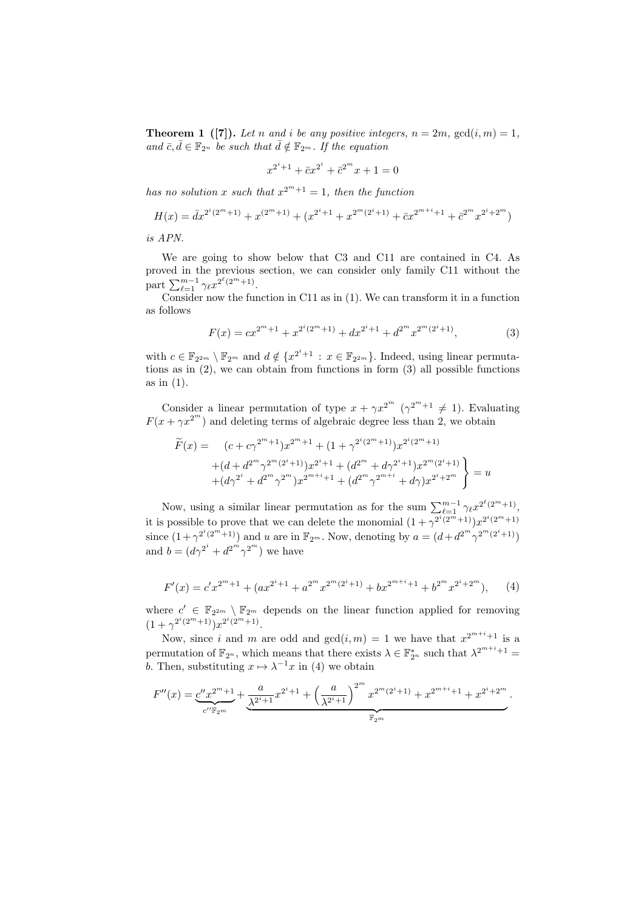**Theorem 1 ([7]).** *Let $n$ and $i$ be any positive integers, $n = 2m$, $\gcd(i, m) = 1$, and $\bar{c}, \bar{d} \in \mathbb{F}_{2^n}$ be such that $\bar{d} \notin \mathbb{F}_{2^m}$. If the equation*

$$x^{2^i+1} + \bar{c}x^{2^i} + \bar{c}^{2^m}x + 1 = 0$$

*has no solution $x$ such that $x^{2^m+1} = 1$, then the function*

$$H(x) = \bar{d}x^{2^i(2^m+1)} + x^{(2^m+1)} + (x^{2^i+1} + x^{2^m(2^i+1)} + \bar{c}x^{2^{m+i}+1} + \bar{c}^{2^m}x^{2^i+2^m})$$

*is APN.*

We are going to show below that C3 and C11 are contained in C4. As proved in the previous section, we can consider only family C11 without the part $\sum_{\ell=1}^{m-1} \gamma_\ell x^{2^\ell(2^m+1)}$.

Consider now the function in C11 as in (1). We can transform it in a function as follows

$$F(x) = cx^{2^m+1} + x^{2^i(2^m+1)} + dx^{2^i+1} + d^{2^m}x^{2^m(2^i+1)}, \tag{3}$$

with $c \in \mathbb{F}_{2^{2m}} \setminus \mathbb{F}_{2^m}$ and $d \notin \{x^{2^i+1} : x \in \mathbb{F}_{2^{2m}}\}$. Indeed, using linear permutations as in (2), we can obtain from functions in form (3) all possible functions as in (1).

Consider a linear permutation of type $x + \gamma x^{2^m}$ ($\gamma^{2^m+1} \neq 1$). Evaluating $F(x + \gamma x^{2^m})$ and deleting terms of algebraic degree less than 2, we obtain

$$\left.\begin{aligned} \widetilde{F}(x) = \quad & (c + c\gamma^{2^m+1})x^{2^m+1} + (1 + \gamma^{2^i(2^m+1)})x^{2^i(2^m+1)} \\ & +(d + d^{2^m}\gamma^{2^m(2^i+1)})x^{2^i+1} + (d^{2^m} + d\gamma^{2^i+1})x^{2^m(2^i+1)} \\ & +(d\gamma^{2^i} + d^{2^m}\gamma^{2^m})x^{2^{m+i}+1} + (d^{2^m}\gamma^{2^{m+i}} + d\gamma)x^{2^i+2^m} \end{aligned}\right\} = u$$

Now, using a similar linear permutation as for the sum $\sum_{\ell=1}^{m-1} \gamma_\ell x^{2^\ell(2^m+1)}$, it is possible to prove that we can delete the monomial $(1 + \gamma^{2^i(2^m+1)})x^{2^i(2^m+1)}$ since $(1 + \gamma^{2^i(2^m+1)})$ and $u$ are in $\mathbb{F}_{2^m}$. Now, denoting by $a = (d + d^{2^m}\gamma^{2^m(2^i+1)})$ and $b = (d\gamma^{2^i} + d^{2^m}\gamma^{2^m})$ we have

$$F'(x) = c'x^{2^m+1} + (ax^{2^i+1} + a^{2^m}x^{2^m(2^i+1)} + bx^{2^{m+i}+1} + b^{2^m}x^{2^i+2^m}), \tag{4}$$

where $c' \in \mathbb{F}_{2^{2m}} \setminus \mathbb{F}_{2^m}$ depends on the linear function applied for removing $(1 + \gamma^{2^i(2^m+1)})x^{2^i(2^m+1)}$.

Now, since $i$ and $m$ are odd and $\gcd(i, m) = 1$ we have that $x^{2^{m+i}+1}$ is a permutation of $\mathbb{F}_{2^n}$, which means that there exists $\lambda \in \mathbb{F}_{2^n}^*$ such that $\lambda^{2^{m+i}+1} = b$. Then, substituting $x \mapsto \lambda^{-1}x$ in (4) we obtain

$$F''(x) = \underbrace{c''x^{2^m+1}}_{c''\mathbb{F}_{2^m}} + \underbrace{\frac{a}{\lambda^{2^i+1}}x^{2^i+1} + \left(\frac{a}{\lambda^{2^i+1}}\right)^{2^m} x^{2^m(2^i+1)} + x^{2^{m+i}+1} + x^{2^i+2^m}}_{\mathbb{F}_{2^m}}.$$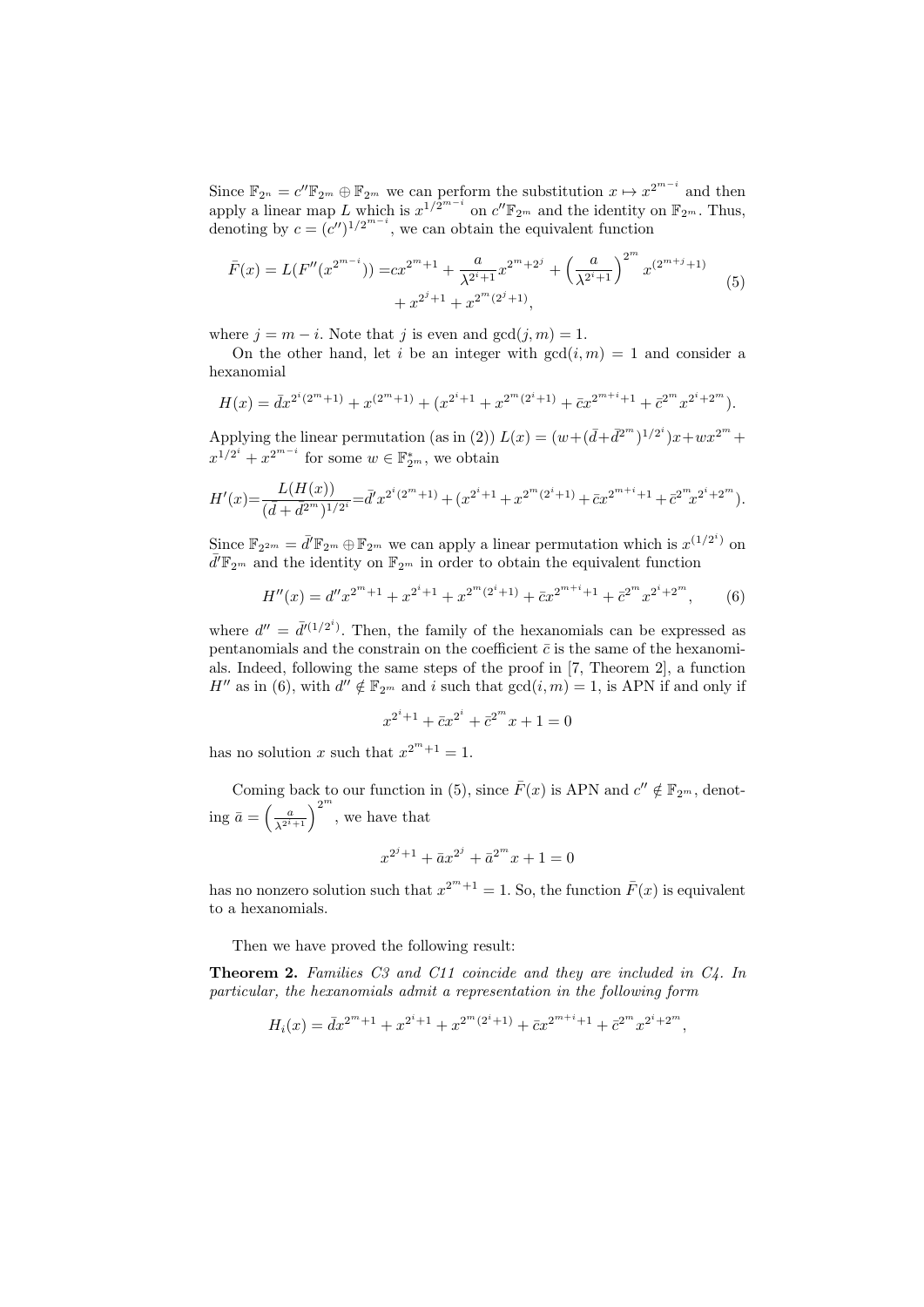Since $\mathbb{F}_{2^n} = c''\mathbb{F}_{2^m} \oplus \mathbb{F}_{2^m}$ we can perform the substitution $x \mapsto x^{2^{m-i}}$ and then apply a linear map $L$ which is $x^{1/2^{m-i}}$ on $c''\mathbb{F}_{2^m}$ and the identity on $\mathbb{F}_{2^m}$. Thus, denoting by $c = (c'')^{1/2^{m-i}}$, we can obtain the equivalent function

$$
\begin{aligned}
\bar{F}(x) = L(F''(x^{2^{m-i}})) = & cx^{2^m+1} + \frac{a}{\lambda^{2^i+1}}x^{2^m+2^j} + \left(\frac{a}{\lambda^{2^i+1}}\right)^{2^m} x^{(2^{m+j}+1)} \\
& + x^{2^j+1} + x^{2^m(2^j+1)},
\end{aligned} \tag{5}
$$

where $j = m - i$. Note that $j$ is even and $\gcd(j, m) = 1$.

On the other hand, let $i$ be an integer with $\gcd(i, m) = 1$ and consider a hexanomial

$$
H(x) = \bar{d}x^{2^i(2^m+1)} + x^{(2^m+1)} + (x^{2^i+1} + x^{2^m(2^i+1)} + \bar{c}x^{2^{m+i}+1} + \bar{c}^{2^m}x^{2^i+2^m}).
$$

Applying the linear permutation (as in (2)) $L(x) = (w + (\bar{d} + \bar{d}^{2^m})^{1/2^i})x + wx^{2^m} + x^{1/2^i} + x^{2^{m-i}}$ for some $w \in \mathbb{F}_{2^m}^*$, we obtain

$$
H'(x) = \frac{L(H(x))}{(\bar{d} + \bar{d}^{2^m})^{1/2^i}} = \bar{d}'x^{2^i(2^m+1)} + (x^{2^i+1} + x^{2^m(2^i+1)} + \bar{c}x^{2^{m+i}+1} + \bar{c}^{2^m}x^{2^i+2^m}).
$$

Since $\mathbb{F}_{2^{2m}} = \bar{d}'\mathbb{F}_{2^m} \oplus \mathbb{F}_{2^m}$ we can apply a linear permutation which is $x^{(1/2^i)}$ on $\bar{d}'\mathbb{F}_{2^m}$ and the identity on $\mathbb{F}_{2^m}$ in order to obtain the equivalent function

$$
H''(x) = d''x^{2^m+1} + x^{2^i+1} + x^{2^m(2^i+1)} + \bar{c}x^{2^{m+i}+1} + \bar{c}^{2^m}x^{2^i+2^m}, \tag{6}
$$

where $d'' = \bar{d}'^{(1/2^i)}$. Then, the family of the hexanomials can be expressed as pentanomials and the constrain on the coefficient $\bar{c}$ is the same of the hexanomials. Indeed, following the same steps of the proof in [7, Theorem 2], a function $H''$ as in (6), with $d'' \notin \mathbb{F}_{2^m}$ and $i$ such that $\gcd(i, m) = 1$, is APN if and only if

$$
x^{2^i+1} + \bar{c}x^{2^i} + \bar{c}^{2^m}x + 1 = 0
$$

has no solution $x$ such that $x^{2^m+1} = 1$.

Coming back to our function in (5), since $\bar{F}(x)$ is APN and $c'' \notin \mathbb{F}_{2^m}$, denoting $\bar{a} = \left(\frac{a}{\lambda^{2^i+1}}\right)^{2^m}$, we have that

$$
x^{2^j+1} + \bar{a}x^{2^j} + \bar{a}^{2^m}x + 1 = 0
$$

has no nonzero solution such that $x^{2^m+1} = 1$. So, the function $\bar{F}(x)$ is equivalent to a hexanomials.

Then we have proved the following result:

**Theorem 2.** *Families C3 and C11 coincide and they are included in C4. In particular, the hexanomials admit a representation in the following form*

$$
H_i(x) = \bar{d}x^{2^m+1} + x^{2^i+1} + x^{2^m(2^i+1)} + \bar{c}x^{2^{m+i}+1} + \bar{c}^{2^m}x^{2^i+2^m},
$$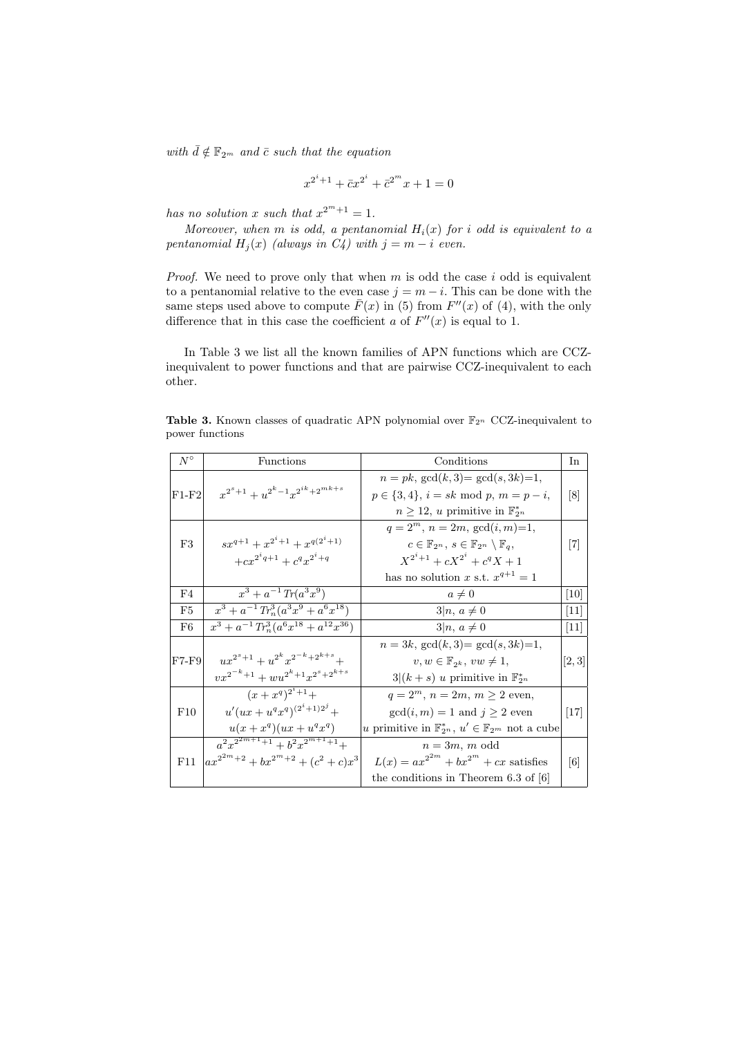*with $\bar{d} \notin \mathbb{F}_{2^m}$ and $\bar{c}$ such that the equation*

$$x^{2^i+1} + \bar{c}x^{2^i} + \bar{c}^{2^m}x + 1 = 0$$

*has no solution $x$ such that $x^{2^m+1} = 1$.*

*Moreover, when $m$ is odd, a pentanomial $H_i(x)$ for $i$ odd is equivalent to a pentanomial $H_j(x)$ (always in C4) with $j = m - i$ even.*

*Proof.* We need to prove only that when $m$ is odd the case $i$ odd is equivalent to a pentanomial relative to the even case $j = m - i$. This can be done with the same steps used above to compute $\bar{F}(x)$ in (5) from $F''(x)$ of (4), with the only difference that in this case the coefficient $a$ of $F''(x)$ is equal to 1.

In Table 3 we list all the known families of APN functions which are CCZ-inequivalent to power functions and that are pairwise CCZ-inequivalent to each other.

**Table 3.** Known classes of quadratic APN polynomial over $\mathbb{F}_{2^n}$ CCZ-inequivalent to power functions

| $N^\circ$ | Functions | Conditions | In |
|---|---|---|---|
| F1-F2 | $x^{2^s+1} + u^{2^k-1}x^{2^{ik}+2^{mk+s}}$ | $n = pk$, $\gcd(k,3) = \gcd(s,3k) = 1$, $p \in \{3,4\}$, $i = sk \bmod p$, $m = p - i$, $n \geq 12$, $u$ primitive in $\mathbb{F}_{2^n}^*$ | [8] |
| F3 | $sx^{q+1} + x^{2^i+1} + x^{q(2^i+1)}$ $+cx^{2^iq+1} + c^q x^{2^i+q}$ | $q = 2^m$, $n = 2m$, $\gcd(i,m) = 1$, $c \in \mathbb{F}_{2^n}$, $s \in \mathbb{F}_{2^n} \setminus \mathbb{F}_q$, $X^{2^i+1} + cX^{2^i} + c^q X + 1$ has no solution $x$ s.t. $x^{q+1} = 1$ | [7] |
| F4 | $x^3 + a^{-1}\,Tr(a^3x^9)$ | $a \neq 0$ | [10] |
| F5 | $x^3 + a^{-1}\,Tr_n^3(a^3x^9 + a^6x^{18})$ | $3 \mid n$, $a \neq 0$ | [11] |
| F6 | $x^3 + a^{-1}\,Tr_n^3(a^6x^{18} + a^{12}x^{36})$ | $3 \mid n$, $a \neq 0$ | [11] |
| F7-F9 | $ux^{2^s+1} + u^{2^k}x^{2^{-k}+2^{k+s}} +$ $vx^{2^{-k}+1} + wu^{2^k+1}x^{2^s+2^{k+s}}$ | $n = 3k$, $\gcd(k,3) = \gcd(s,3k) = 1$, $v, w \in \mathbb{F}_{2^k}$, $vw \neq 1$, $3 \mid (k+s)$ $u$ primitive in $\mathbb{F}_{2^n}^*$ | [2, 3] |
| F10 | $(x + x^q)^{2^i+1} +$ $u'(ux + u^q x^q)^{(2^i+1)2^j} +$ $u(x + x^q)(ux + u^q x^q)$ | $q = 2^m$, $n = 2m$, $m \geq 2$ even, $\gcd(i,m) = 1$ and $j \geq 2$ even, $u$ primitive in $\mathbb{F}_{2^n}^*$, $u' \in \mathbb{F}_{2^m}$ not a cube | [17] |
| F11 | $a^2x^{2^{2m+1}+1} + b^2x^{2^{m+1}+1} +$ $ax^{2^{2m}+2} + bx^{2^m+2} + (c^2+c)x^3$ | $n = 3m$, $m$ odd, $L(x) = ax^{2^{2m}} + bx^{2^m} + cx$ satisfies the conditions in Theorem 6.3 of [6] | [6] |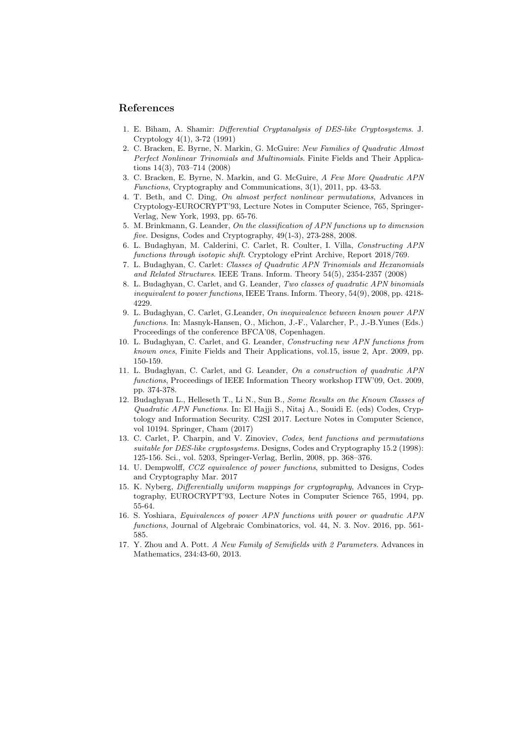## References

1. E. Biham, A. Shamir: *Differential Cryptanalysis of DES-like Cryptosystems*. J. Cryptology 4(1), 3-72 (1991)
2. C. Bracken, E. Byrne, N. Markin, G. McGuire: *New Families of Quadratic Almost Perfect Nonlinear Trinomials and Multinomials*. Finite Fields and Their Applications 14(3), 703–714 (2008)
3. C. Bracken, E. Byrne, N. Markin, and G. McGuire, *A Few More Quadratic APN Functions*, Cryptography and Communications, 3(1), 2011, pp. 43-53.
4. T. Beth, and C. Ding, *On almost perfect nonlinear permutations*, Advances in Cryptology-EUROCRYPT'93, Lecture Notes in Computer Science, 765, Springer-Verlag, New York, 1993, pp. 65-76.
5. M. Brinkmann, G. Leander, *On the classification of APN functions up to dimension five*. Designs, Codes and Cryptography, 49(1-3), 273-288, 2008.
6. L. Budaghyan, M. Calderini, C. Carlet, R. Coulter, I. Villa, *Constructing APN functions through isotopic shift*. Cryptology ePrint Archive, Report 2018/769.
7. L. Budaghyan, C. Carlet: *Classes of Quadratic APN Trinomials and Hexanomials and Related Structures*. IEEE Trans. Inform. Theory 54(5), 2354-2357 (2008)
8. L. Budaghyan, C. Carlet, and G. Leander, *Two classes of quadratic APN binomials inequivalent to power functions*, IEEE Trans. Inform. Theory, 54(9), 2008, pp. 4218-4229.
9. L. Budaghyan, C. Carlet, G.Leander, *On inequivalence between known power APN functions*. In: Masnyk-Hansen, O., Michon, J.-F., Valarcher, P., J.-B.Yunes (Eds.) Proceedings of the conference BFCA'08, Copenhagen.
10. L. Budaghyan, C. Carlet, and G. Leander, *Constructing new APN functions from known ones*, Finite Fields and Their Applications, vol.15, issue 2, Apr. 2009, pp. 150-159.
11. L. Budaghyan, C. Carlet, and G. Leander, *On a construction of quadratic APN functions*, Proceedings of IEEE Information Theory workshop ITW'09, Oct. 2009, pp. 374-378.
12. Budaghyan L., Helleseth T., Li N., Sun B., *Some Results on the Known Classes of Quadratic APN Functions*. In: El Hajji S., Nitaj A., Souidi E. (eds) Codes, Cryptology and Information Security. C2SI 2017. Lecture Notes in Computer Science, vol 10194. Springer, Cham (2017)
13. C. Carlet, P. Charpin, and V. Zinoviev, *Codes, bent functions and permutations suitable for DES-like cryptosystems*. Designs, Codes and Cryptography 15.2 (1998): 125-156. Sci., vol. 5203, Springer-Verlag, Berlin, 2008, pp. 368–376.
14. U. Dempwolff, *CCZ equivalence of power functions*, submitted to Designs, Codes and Cryptography Mar. 2017
15. K. Nyberg, *Differentially uniform mappings for cryptography*, Advances in Cryptography, EUROCRYPT'93, Lecture Notes in Computer Science 765, 1994, pp. 55-64.
16. S. Yoshiara, *Equivalences of power APN functions with power or quadratic APN functions*, Journal of Algebraic Combinatorics, vol. 44, N. 3. Nov. 2016, pp. 561-585.
17. Y. Zhou and A. Pott. *A New Family of Semifields with 2 Parameters*. Advances in Mathematics, 234:43-60, 2013.